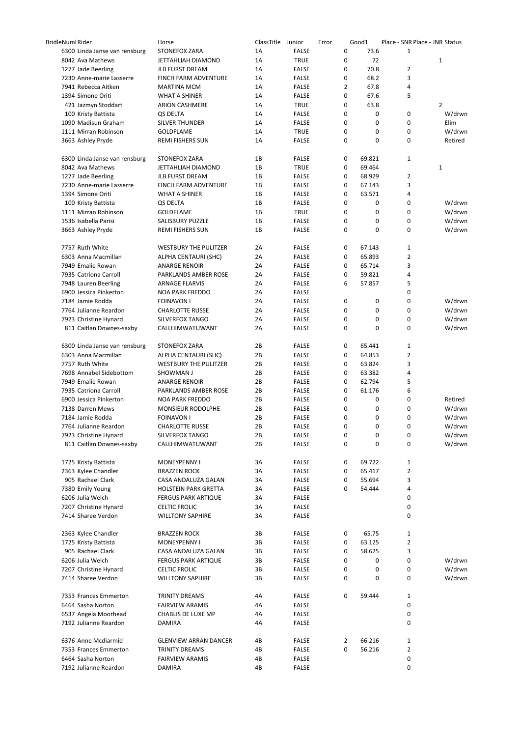| BridleNum | Rider | Horse | ClassTitle | Junior | Error | Good1 | Place - SNR | Place - JNR | Status |
|---|---|---|---|---|---|---|---|---|---|
| 6300 | Linda Janse van rensburg | STONEFOX ZARA | 1A | FALSE | 0 | 73.6 | 1 | | |
| 8042 | Ava Mathews | JETTAHLIAH DIAMOND | 1A | TRUE | 0 | 72 | | 1 | |
| 1277 | Jade Beerling | JLB FURST DREAM | 1A | FALSE | 0 | 70.8 | 2 | | |
| 7230 | Anne-marie Lasserre | FINCH FARM ADVENTURE | 1A | FALSE | 0 | 68.2 | 3 | | |
| 7941 | Rebecca Aitken | MARTINA MCM | 1A | FALSE | 2 | 67.8 | 4 | | |
| 1394 | Simone Oriti | WHAT A SHINER | 1A | FALSE | 0 | 67.6 | 5 | | |
| 421 | Jazmyn Stoddart | ARION CASHMERE | 1A | TRUE | 0 | 63.8 | | 2 | |
| 100 | Kristy Battista | QS DELTA | 1A | FALSE | 0 | 0 | 0 | | W/drwn |
| 1090 | Madisun Graham | SILVER THUNDER | 1A | FALSE | 0 | 0 | 0 | | Elim |
| 1111 | Mirran Robinson | GOLDFLAME | 1A | TRUE | 0 | 0 | 0 | | W/drwn |
| 3663 | Ashley Pryde | REMI FISHERS SUN | 1A | FALSE | 0 | 0 | 0 | | Retired |
| | | | | | | | | | |
| 6300 | Linda Janse van rensburg | STONEFOX ZARA | 1B | FALSE | 0 | 69.821 | 1 | | |
| 8042 | Ava Mathews | JETTAHLIAH DIAMOND | 1B | TRUE | 0 | 69.464 | | 1 | |
| 1277 | Jade Beerling | JLB FURST DREAM | 1B | FALSE | 0 | 68.929 | 2 | | |
| 7230 | Anne-marie Lasserre | FINCH FARM ADVENTURE | 1B | FALSE | 0 | 67.143 | 3 | | |
| 1394 | Simone Oriti | WHAT A SHINER | 1B | FALSE | 0 | 63.571 | 4 | | |
| 100 | Kristy Battista | QS DELTA | 1B | FALSE | 0 | 0 | 0 | | W/drwn |
| 1111 | Mirran Robinson | GOLDFLAME | 1B | TRUE | 0 | 0 | 0 | | W/drwn |
| 1536 | Isabella Parisi | SALISBURY PUZZLE | 1B | FALSE | 0 | 0 | 0 | | W/drwn |
| 3663 | Ashley Pryde | REMI FISHERS SUN | 1B | FALSE | 0 | 0 | 0 | | W/drwn |
| | | | | | | | | | |
| 7757 | Ruth White | WESTBURY THE PULITZER | 2A | FALSE | 0 | 67.143 | 1 | | |
| 6303 | Anna Macmillan | ALPHA CENTAURI (SHC) | 2A | FALSE | 0 | 65.893 | 2 | | |
| 7949 | Emalie Rowan | ANARGE RENOIR | 2A | FALSE | 0 | 65.714 | 3 | | |
| 7935 | Catriona Carroll | PARKLANDS AMBER ROSE | 2A | FALSE | 0 | 59.821 | 4 | | |
| 7948 | Lauren Beerling | ARNAGE FLARVIS | 2A | FALSE | 6 | 57.857 | 5 | | |
| 6900 | Jessica Pinkerton | NOA PARK FREDDO | 2A | FALSE | | | 0 | | |
| 7184 | Jamie Rodda | FOINAVON I | 2A | FALSE | 0 | 0 | 0 | | W/drwn |
| 7764 | Julianne Reardon | CHARLOTTE RUSSE | 2A | FALSE | 0 | 0 | 0 | | W/drwn |
| 7923 | Christine Hynard | SILVERFOX TANGO | 2A | FALSE | 0 | 0 | 0 | | W/drwn |
| 811 | Caitlan Downes-saxby | CALLHIMWATUWANT | 2A | FALSE | 0 | 0 | 0 | | W/drwn |
| | | | | | | | | | |
| 6300 | Linda Janse van rensburg | STONEFOX ZARA | 2B | FALSE | 0 | 65.441 | 1 | | |
| 6303 | Anna Macmillan | ALPHA CENTAURI (SHC) | 2B | FALSE | 0 | 64.853 | 2 | | |
| 7757 | Ruth White | WESTBURY THE PULITZER | 2B | FALSE | 0 | 63.824 | 3 | | |
| 7698 | Annabel Sidebottom | SHOWMAN J | 2B | FALSE | 0 | 63.382 | 4 | | |
| 7949 | Emalie Rowan | ANARGE RENOIR | 2B | FALSE | 0 | 62.794 | 5 | | |
| 7935 | Catriona Carroll | PARKLANDS AMBER ROSE | 2B | FALSE | 0 | 61.176 | 6 | | |
| 6900 | Jessica Pinkerton | NOA PARK FREDDO | 2B | FALSE | 0 | 0 | 0 | | Retired |
| 7138 | Darren Mews | MONSIEUR RODOLPHE | 2B | FALSE | 0 | 0 | 0 | | W/drwn |
| 7184 | Jamie Rodda | FOINAVON I | 2B | FALSE | 0 | 0 | 0 | | W/drwn |
| 7764 | Julianne Reardon | CHARLOTTE RUSSE | 2B | FALSE | 0 | 0 | 0 | | W/drwn |
| 7923 | Christine Hynard | SILVERFOX TANGO | 2B | FALSE | 0 | 0 | 0 | | W/drwn |
| 811 | Caitlan Downes-saxby | CALLHIMWATUWANT | 2B | FALSE | 0 | 0 | 0 | | W/drwn |
| | | | | | | | | | |
| 1725 | Kristy Battista | MONEYPENNY I | 3A | FALSE | 0 | 69.722 | 1 | | |
| 2363 | Kylee Chandler | BRAZZEN ROCK | 3A | FALSE | 0 | 65.417 | 2 | | |
| 905 | Rachael Clark | CASA ANDALUZA GALAN | 3A | FALSE | 0 | 55.694 | 3 | | |
| 7380 | Emily Young | HOLSTEIN PARK GRETTA | 3A | FALSE | 0 | 54.444 | 4 | | |
| 6206 | Julia Welch | FERGUS PARK ARTIQUE | 3A | FALSE | | | 0 | | |
| 7207 | Christine Hynard | CELTIC FROLIC | 3A | FALSE | | | 0 | | |
| 7414 | Sharee Verdon | WILLTONY SAPHIRE | 3A | FALSE | | | 0 | | |
| | | | | | | | | | |
| 2363 | Kylee Chandler | BRAZZEN ROCK | 3B | FALSE | 0 | 65.75 | 1 | | |
| 1725 | Kristy Battista | MONEYPENNY I | 3B | FALSE | 0 | 63.125 | 2 | | |
| 905 | Rachael Clark | CASA ANDALUZA GALAN | 3B | FALSE | 0 | 58.625 | 3 | | |
| 6206 | Julia Welch | FERGUS PARK ARTIQUE | 3B | FALSE | 0 | 0 | 0 | | W/drwn |
| 7207 | Christine Hynard | CELTIC FROLIC | 3B | FALSE | 0 | 0 | 0 | | W/drwn |
| 7414 | Sharee Verdon | WILLTONY SAPHIRE | 3B | FALSE | 0 | 0 | 0 | | W/drwn |
| | | | | | | | | | |
| 7353 | Frances Emmerton | TRINITY DREAMS | 4A | FALSE | 0 | 59.444 | 1 | | |
| 6464 | Sasha Norton | FAIRVIEW ARAMIS | 4A | FALSE | | | 0 | | |
| 6537 | Angela Moorhead | CHABLIS DE LUXE MP | 4A | FALSE | | | 0 | | |
| 7192 | Julianne Reardon | DAMIRA | 4A | FALSE | | | 0 | | |
| | | | | | | | | | |
| 6376 | Anne Mcdiarmid | GLENVIEW ARRAN DANCER | 4B | FALSE | 2 | 66.216 | 1 | | |
| 7353 | Frances Emmerton | TRINITY DREAMS | 4B | FALSE | 0 | 56.216 | 2 | | |
| 6464 | Sasha Norton | FAIRVIEW ARAMIS | 4B | FALSE | | | 0 | | |
| 7192 | Julianne Reardon | DAMIRA | 4B | FALSE | | | 0 | | |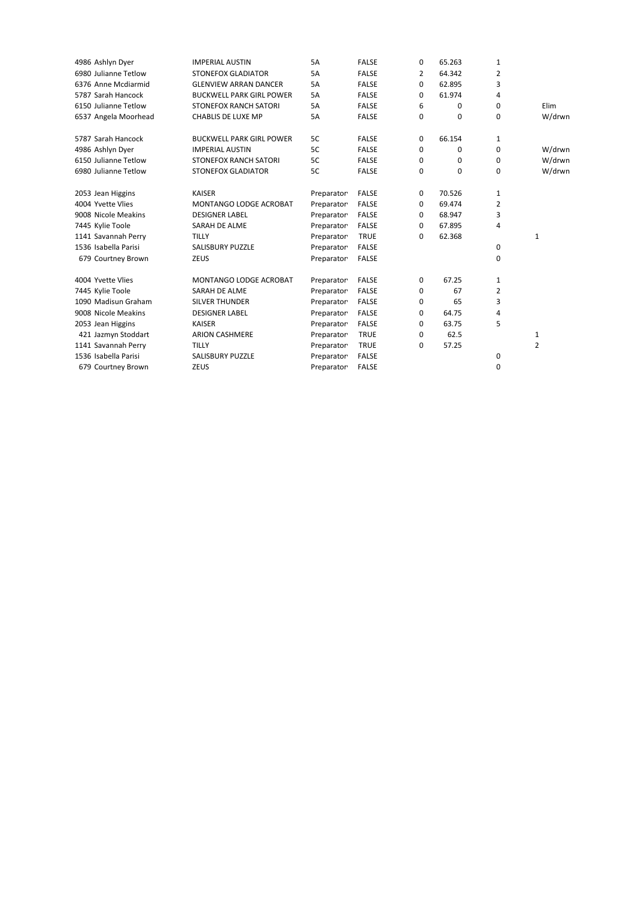| | | | | | | | | | |
|---|---|---|---|---|---|---|---|---|---|
| 4986 | Ashlyn Dyer | IMPERIAL AUSTIN | 5A | FALSE | 0 | 65.263 | 1 | | |
| 6980 | Julianne Tetlow | STONEFOX GLADIATOR | 5A | FALSE | 2 | 64.342 | 2 | | |
| 6376 | Anne Mcdiarmid | GLENVIEW ARRAN DANCER | 5A | FALSE | 0 | 62.895 | 3 | | |
| 5787 | Sarah Hancock | BUCKWELL PARK GIRL POWER | 5A | FALSE | 0 | 61.974 | 4 | | |
| 6150 | Julianne Tetlow | STONEFOX RANCH SATORI | 5A | FALSE | 6 | 0 | 0 | | Elim |
| 6537 | Angela Moorhead | CHABLIS DE LUXE MP | 5A | FALSE | 0 | 0 | 0 | | W/drwn |
| | | | | | | | | | |
| 5787 | Sarah Hancock | BUCKWELL PARK GIRL POWER | 5C | FALSE | 0 | 66.154 | 1 | | |
| 4986 | Ashlyn Dyer | IMPERIAL AUSTIN | 5C | FALSE | 0 | 0 | 0 | | W/drwn |
| 6150 | Julianne Tetlow | STONEFOX RANCH SATORI | 5C | FALSE | 0 | 0 | 0 | | W/drwn |
| 6980 | Julianne Tetlow | STONEFOX GLADIATOR | 5C | FALSE | 0 | 0 | 0 | | W/drwn |
| | | | | | | | | | |
| 2053 | Jean Higgins | KAISER | Preparator | FALSE | 0 | 70.526 | 1 | | |
| 4004 | Yvette Vlies | MONTANGO LODGE ACROBAT | Preparator | FALSE | 0 | 69.474 | 2 | | |
| 9008 | Nicole Meakins | DESIGNER LABEL | Preparator | FALSE | 0 | 68.947 | 3 | | |
| 7445 | Kylie Toole | SARAH DE ALME | Preparator | FALSE | 0 | 67.895 | 4 | | |
| 1141 | Savannah Perry | TILLY | Preparator | TRUE | 0 | 62.368 | | 1 | |
| 1536 | Isabella Parisi | SALISBURY PUZZLE | Preparator | FALSE | | | 0 | | |
| 679 | Courtney Brown | ZEUS | Preparator | FALSE | | | 0 | | |
| | | | | | | | | | |
| 4004 | Yvette Vlies | MONTANGO LODGE ACROBAT | Preparator | FALSE | 0 | 67.25 | 1 | | |
| 7445 | Kylie Toole | SARAH DE ALME | Preparator | FALSE | 0 | 67 | 2 | | |
| 1090 | Madisun Graham | SILVER THUNDER | Preparator | FALSE | 0 | 65 | 3 | | |
| 9008 | Nicole Meakins | DESIGNER LABEL | Preparator | FALSE | 0 | 64.75 | 4 | | |
| 2053 | Jean Higgins | KAISER | Preparator | FALSE | 0 | 63.75 | 5 | | |
| 421 | Jazmyn Stoddart | ARION CASHMERE | Preparator | TRUE | 0 | 62.5 | | 1 | |
| 1141 | Savannah Perry | TILLY | Preparator | TRUE | 0 | 57.25 | | 2 | |
| 1536 | Isabella Parisi | SALISBURY PUZZLE | Preparator | FALSE | | | 0 | | |
| 679 | Courtney Brown | ZEUS | Preparator | FALSE | | | 0 | | |